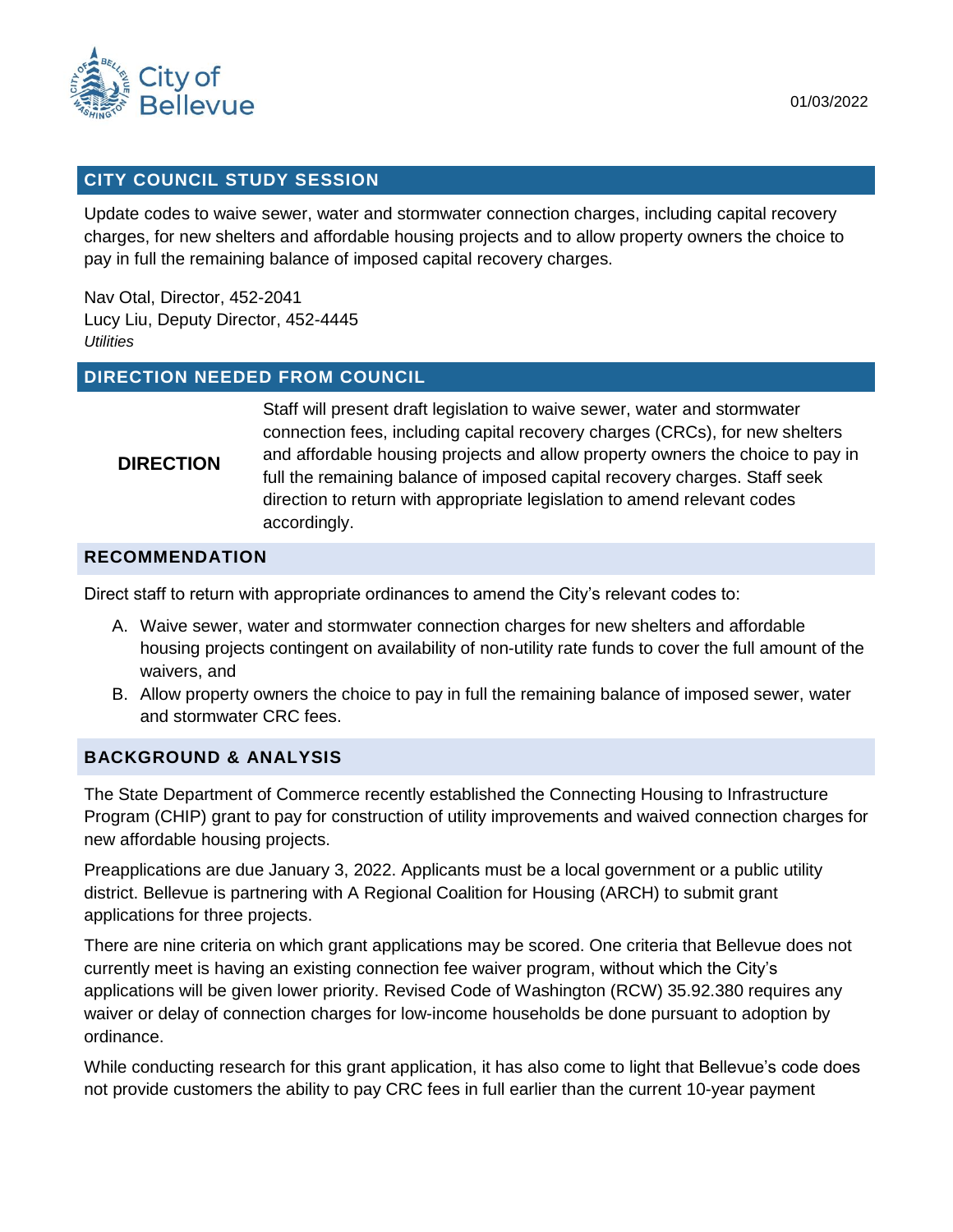City of Bellevue

01/03/2022

## CITY COUNCIL STUDY SESSION

Update codes to waive sewer, water and stormwater connection charges, including capital recovery charges, for new shelters and affordable housing projects and to allow property owners the choice to pay in full the remaining balance of imposed capital recovery charges.

Nav Otal, Director, 452-2041
Lucy Liu, Deputy Director, 452-4445
*Utilities*

## DIRECTION NEEDED FROM COUNCIL

**DIRECTION**

Staff will present draft legislation to waive sewer, water and stormwater connection fees, including capital recovery charges (CRCs), for new shelters and affordable housing projects and allow property owners the choice to pay in full the remaining balance of imposed capital recovery charges. Staff seek direction to return with appropriate legislation to amend relevant codes accordingly.

## RECOMMENDATION

Direct staff to return with appropriate ordinances to amend the City's relevant codes to:

A. Waive sewer, water and stormwater connection charges for new shelters and affordable housing projects contingent on availability of non-utility rate funds to cover the full amount of the waivers, and
B. Allow property owners the choice to pay in full the remaining balance of imposed sewer, water and stormwater CRC fees.

## BACKGROUND & ANALYSIS

The State Department of Commerce recently established the Connecting Housing to Infrastructure Program (CHIP) grant to pay for construction of utility improvements and waived connection charges for new affordable housing projects.

Preapplications are due January 3, 2022. Applicants must be a local government or a public utility district. Bellevue is partnering with A Regional Coalition for Housing (ARCH) to submit grant applications for three projects.

There are nine criteria on which grant applications may be scored. One criteria that Bellevue does not currently meet is having an existing connection fee waiver program, without which the City's applications will be given lower priority. Revised Code of Washington (RCW) 35.92.380 requires any waiver or delay of connection charges for low-income households be done pursuant to adoption by ordinance.

While conducting research for this grant application, it has also come to light that Bellevue's code does not provide customers the ability to pay CRC fees in full earlier than the current 10-year payment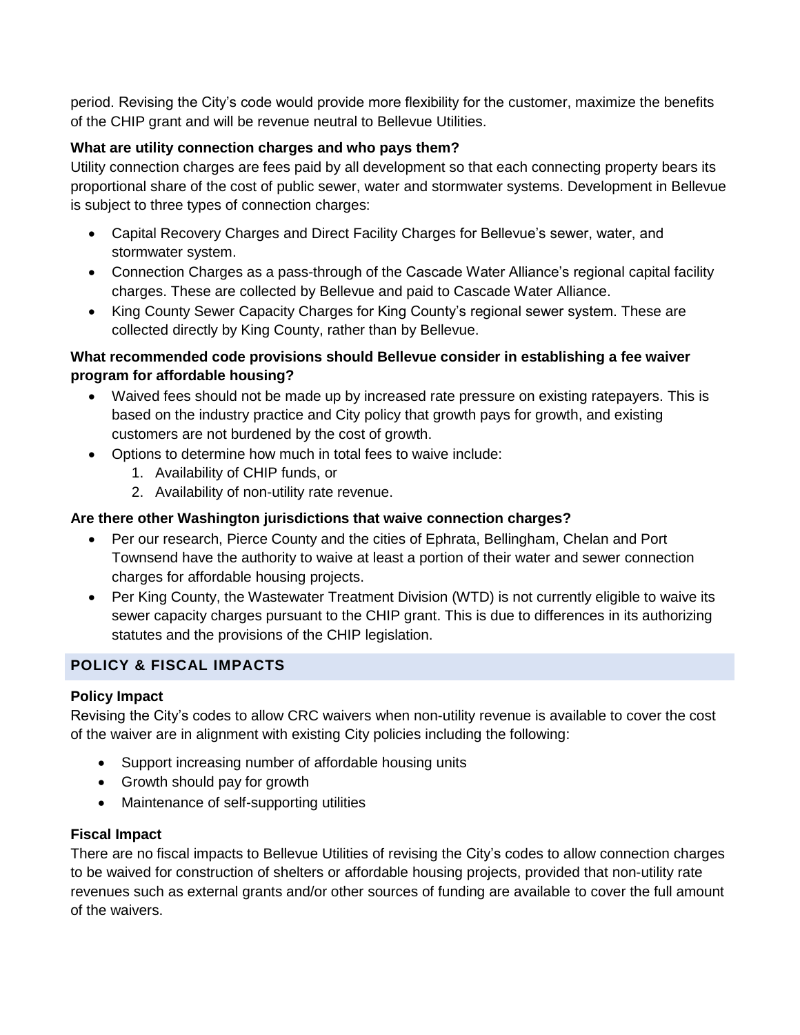period. Revising the City's code would provide more flexibility for the customer, maximize the benefits of the CHIP grant and will be revenue neutral to Bellevue Utilities.

**What are utility connection charges and who pays them?**

Utility connection charges are fees paid by all development so that each connecting property bears its proportional share of the cost of public sewer, water and stormwater systems. Development in Bellevue is subject to three types of connection charges:

- Capital Recovery Charges and Direct Facility Charges for Bellevue's sewer, water, and stormwater system.
- Connection Charges as a pass-through of the Cascade Water Alliance's regional capital facility charges. These are collected by Bellevue and paid to Cascade Water Alliance.
- King County Sewer Capacity Charges for King County's regional sewer system. These are collected directly by King County, rather than by Bellevue.

**What recommended code provisions should Bellevue consider in establishing a fee waiver program for affordable housing?**

- Waived fees should not be made up by increased rate pressure on existing ratepayers. This is based on the industry practice and City policy that growth pays for growth, and existing customers are not burdened by the cost of growth.
- Options to determine how much in total fees to waive include:
    1. Availability of CHIP funds, or
    2. Availability of non-utility rate revenue.

**Are there other Washington jurisdictions that waive connection charges?**

- Per our research, Pierce County and the cities of Ephrata, Bellingham, Chelan and Port Townsend have the authority to waive at least a portion of their water and sewer connection charges for affordable housing projects.
- Per King County, the Wastewater Treatment Division (WTD) is not currently eligible to waive its sewer capacity charges pursuant to the CHIP grant. This is due to differences in its authorizing statutes and the provisions of the CHIP legislation.

## POLICY & FISCAL IMPACTS

**Policy Impact**

Revising the City's codes to allow CRC waivers when non-utility revenue is available to cover the cost of the waiver are in alignment with existing City policies including the following:

- Support increasing number of affordable housing units
- Growth should pay for growth
- Maintenance of self-supporting utilities

**Fiscal Impact**

There are no fiscal impacts to Bellevue Utilities of revising the City's codes to allow connection charges to be waived for construction of shelters or affordable housing projects, provided that non-utility rate revenues such as external grants and/or other sources of funding are available to cover the full amount of the waivers.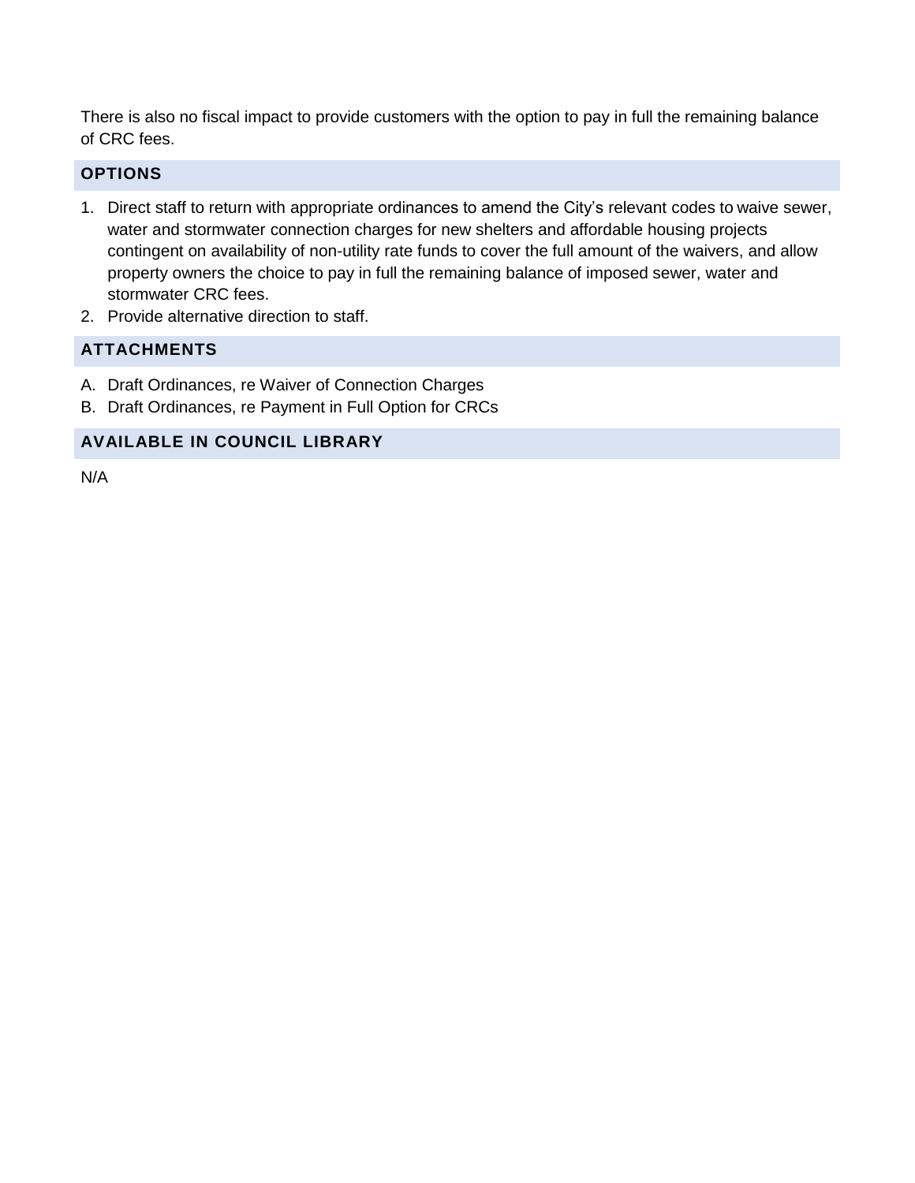There is also no fiscal impact to provide customers with the option to pay in full the remaining balance of CRC fees.

## OPTIONS

1. Direct staff to return with appropriate ordinances to amend the City's relevant codes to waive sewer, water and stormwater connection charges for new shelters and affordable housing projects contingent on availability of non-utility rate funds to cover the full amount of the waivers, and allow property owners the choice to pay in full the remaining balance of imposed sewer, water and stormwater CRC fees.
2. Provide alternative direction to staff.

## ATTACHMENTS

A. Draft Ordinances, re Waiver of Connection Charges
B. Draft Ordinances, re Payment in Full Option for CRCs

## AVAILABLE IN COUNCIL LIBRARY

N/A